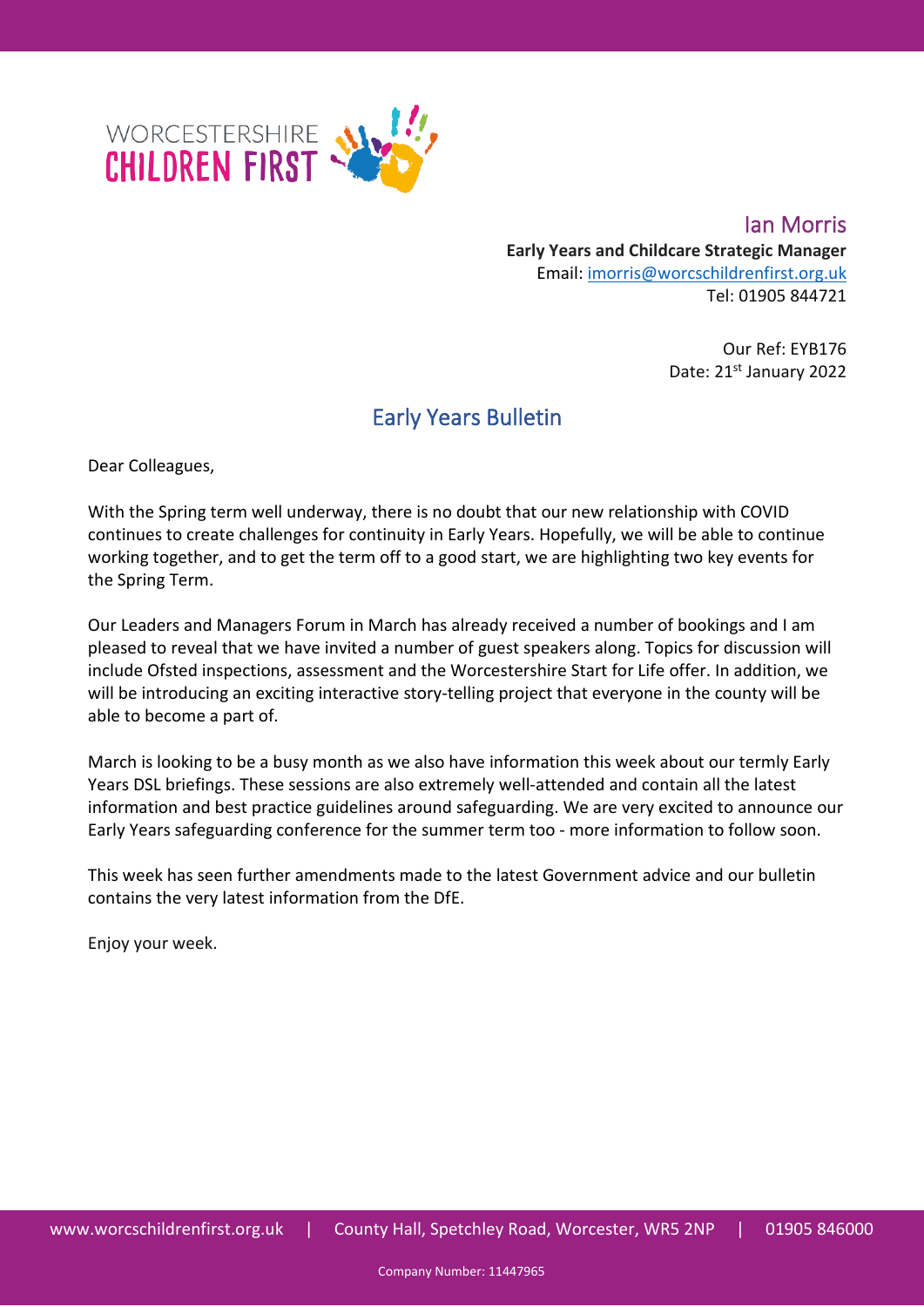WORCESTERSHIRE
CHILDREN FIRST

Ian Morris
**Early Years and Childcare Strategic Manager**
Email: imorris@worcschildrenfirst.org.uk
Tel: 01905 844721

Our Ref: EYB176
Date: 21st January 2022

# Early Years Bulletin

Dear Colleagues,

With the Spring term well underway, there is no doubt that our new relationship with COVID continues to create challenges for continuity in Early Years. Hopefully, we will be able to continue working together, and to get the term off to a good start, we are highlighting two key events for the Spring Term.

Our Leaders and Managers Forum in March has already received a number of bookings and I am pleased to reveal that we have invited a number of guest speakers along. Topics for discussion will include Ofsted inspections, assessment and the Worcestershire Start for Life offer. In addition, we will be introducing an exciting interactive story-telling project that everyone in the county will be able to become a part of.

March is looking to be a busy month as we also have information this week about our termly Early Years DSL briefings. These sessions are also extremely well-attended and contain all the latest information and best practice guidelines around safeguarding. We are very excited to announce our Early Years safeguarding conference for the summer term too - more information to follow soon.

This week has seen further amendments made to the latest Government advice and our bulletin contains the very latest information from the DfE.

Enjoy your week.

www.worcschildrenfirst.org.uk | County Hall, Spetchley Road, Worcester, WR5 2NP | 01905 846000

Company Number: 11447965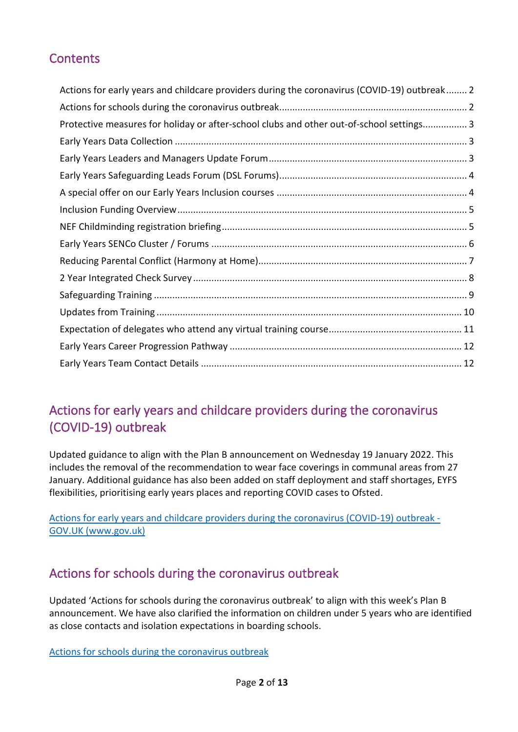## Contents

- Actions for early years and childcare providers during the coronavirus (COVID-19) outbreak........ 2
- Actions for schools during the coronavirus outbreak........................................................................ 2
- Protective measures for holiday or after-school clubs and other out-of-school settings................. 3
- Early Years Data Collection ............................................................................................................... 3
- Early Years Leaders and Managers Update Forum........................................................................... 3
- Early Years Safeguarding Leads Forum (DSL Forums)....................................................................... 4
- A special offer on our Early Years Inclusion courses ........................................................................ 4
- Inclusion Funding Overview............................................................................................................. 5
- NEF Childminding registration briefing............................................................................................ 5
- Early Years SENCo Cluster / Forums ................................................................................................ 6
- Reducing Parental Conflict (Harmony at Home)............................................................................... 7
- 2 Year Integrated Check Survey........................................................................................................ 8
- Safeguarding Training ...................................................................................................................... 9
- Updates from Training .................................................................................................................... 10
- Expectation of delegates who attend any virtual training course.................................................. 11
- Early Years Career Progression Pathway ........................................................................................ 12
- Early Years Team Contact Details .................................................................................................. 12

## Actions for early years and childcare providers during the coronavirus (COVID-19) outbreak

Updated guidance to align with the Plan B announcement on Wednesday 19 January 2022. This includes the removal of the recommendation to wear face coverings in communal areas from 27 January. Additional guidance has also been added on staff deployment and staff shortages, EYFS flexibilities, prioritising early years places and reporting COVID cases to Ofsted.

[Actions for early years and childcare providers during the coronavirus (COVID-19) outbreak - GOV.UK (www.gov.uk)]

## Actions for schools during the coronavirus outbreak

Updated 'Actions for schools during the coronavirus outbreak' to align with this week's Plan B announcement. We have also clarified the information on children under 5 years who are identified as close contacts and isolation expectations in boarding schools.

[Actions for schools during the coronavirus outbreak]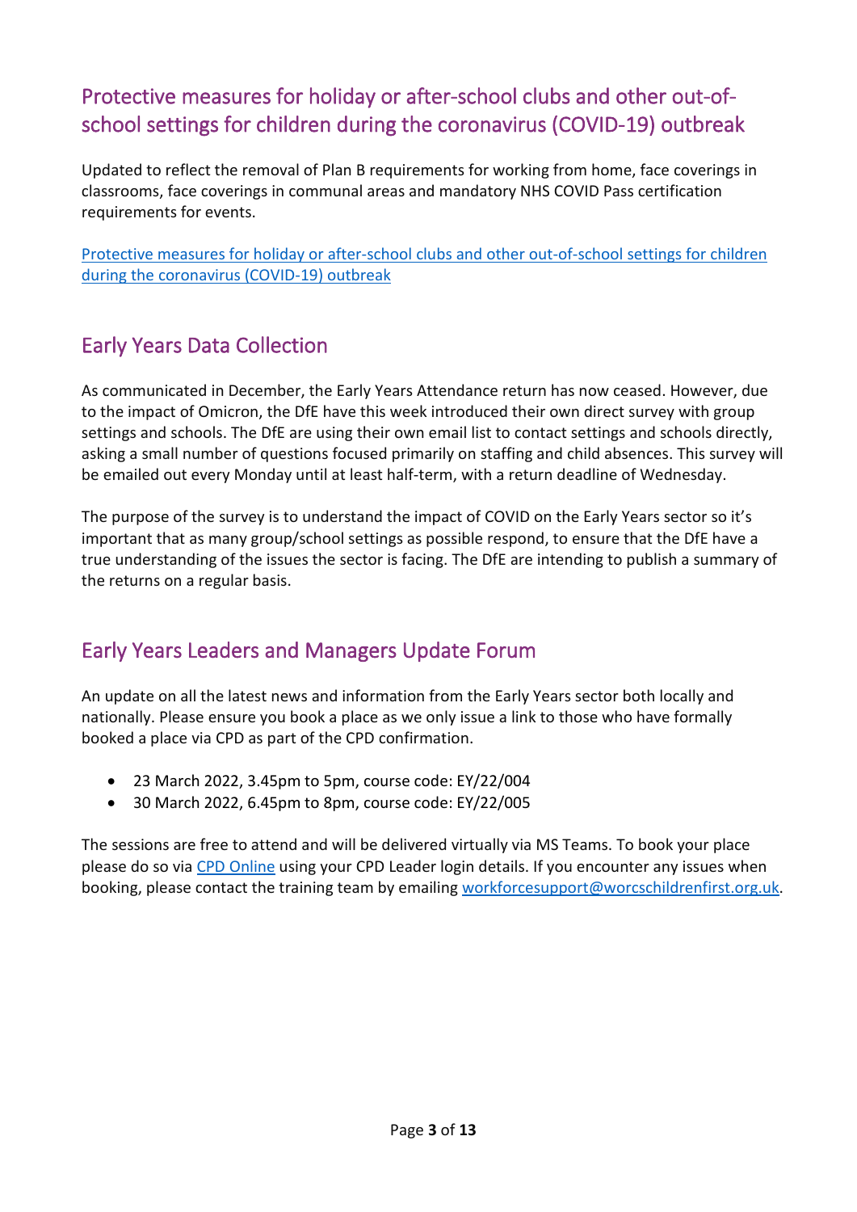## Protective measures for holiday or after-school clubs and other out-of-school settings for children during the coronavirus (COVID-19) outbreak

Updated to reflect the removal of Plan B requirements for working from home, face coverings in classrooms, face coverings in communal areas and mandatory NHS COVID Pass certification requirements for events.

[Protective measures for holiday or after-school clubs and other out-of-school settings for children during the coronavirus (COVID-19) outbreak]

## Early Years Data Collection

As communicated in December, the Early Years Attendance return has now ceased. However, due to the impact of Omicron, the DfE have this week introduced their own direct survey with group settings and schools. The DfE are using their own email list to contact settings and schools directly, asking a small number of questions focused primarily on staffing and child absences. This survey will be emailed out every Monday until at least half-term, with a return deadline of Wednesday.

The purpose of the survey is to understand the impact of COVID on the Early Years sector so it's important that as many group/school settings as possible respond, to ensure that the DfE have a true understanding of the issues the sector is facing. The DfE are intending to publish a summary of the returns on a regular basis.

## Early Years Leaders and Managers Update Forum

An update on all the latest news and information from the Early Years sector both locally and nationally. Please ensure you book a place as we only issue a link to those who have formally booked a place via CPD as part of the CPD confirmation.

- 23 March 2022, 3.45pm to 5pm, course code: EY/22/004
- 30 March 2022, 6.45pm to 8pm, course code: EY/22/005

The sessions are free to attend and will be delivered virtually via MS Teams. To book your place please do so via CPD Online using your CPD Leader login details. If you encounter any issues when booking, please contact the training team by emailing workforcesupport@worcschildrenfirst.org.uk.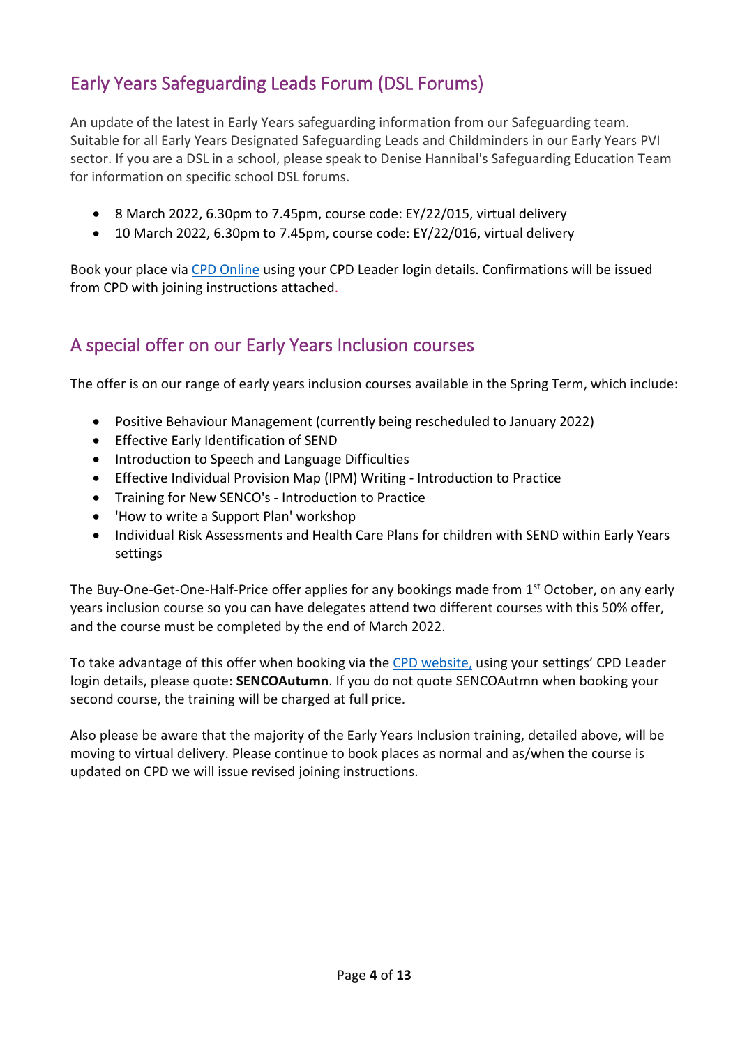## Early Years Safeguarding Leads Forum (DSL Forums)

An update of the latest in Early Years safeguarding information from our Safeguarding team. Suitable for all Early Years Designated Safeguarding Leads and Childminders in our Early Years PVI sector. If you are a DSL in a school, please speak to Denise Hannibal's Safeguarding Education Team for information on specific school DSL forums.

- 8 March 2022, 6.30pm to 7.45pm, course code: EY/22/015, virtual delivery
- 10 March 2022, 6.30pm to 7.45pm, course code: EY/22/016, virtual delivery

Book your place via CPD Online using your CPD Leader login details. Confirmations will be issued from CPD with joining instructions attached.

## A special offer on our Early Years Inclusion courses

The offer is on our range of early years inclusion courses available in the Spring Term, which include:

- Positive Behaviour Management (currently being rescheduled to January 2022)
- Effective Early Identification of SEND
- Introduction to Speech and Language Difficulties
- Effective Individual Provision Map (IPM) Writing - Introduction to Practice
- Training for New SENCO's - Introduction to Practice
- 'How to write a Support Plan' workshop
- Individual Risk Assessments and Health Care Plans for children with SEND within Early Years settings

The Buy-One-Get-One-Half-Price offer applies for any bookings made from 1st October, on any early years inclusion course so you can have delegates attend two different courses with this 50% offer, and the course must be completed by the end of March 2022.

To take advantage of this offer when booking via the CPD website, using your settings' CPD Leader login details, please quote: **SENCOAutumn**. If you do not quote SENCOAutmn when booking your second course, the training will be charged at full price.

Also please be aware that the majority of the Early Years Inclusion training, detailed above, will be moving to virtual delivery. Please continue to book places as normal and as/when the course is updated on CPD we will issue revised joining instructions.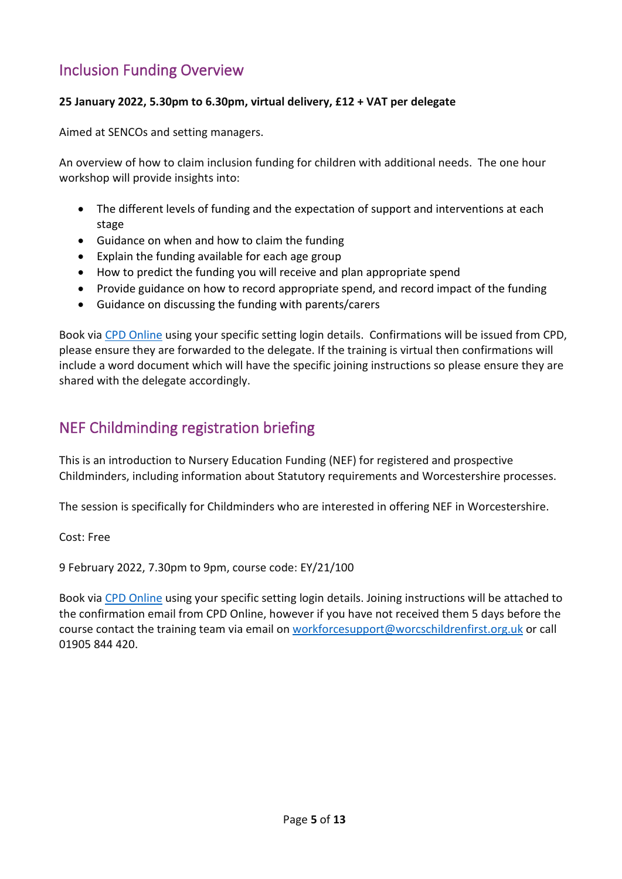## Inclusion Funding Overview

**25 January 2022, 5.30pm to 6.30pm, virtual delivery, £12 + VAT per delegate**

Aimed at SENCOs and setting managers.

An overview of how to claim inclusion funding for children with additional needs. The one hour workshop will provide insights into:

- The different levels of funding and the expectation of support and interventions at each stage
- Guidance on when and how to claim the funding
- Explain the funding available for each age group
- How to predict the funding you will receive and plan appropriate spend
- Provide guidance on how to record appropriate spend, and record impact of the funding
- Guidance on discussing the funding with parents/carers

Book via CPD Online using your specific setting login details. Confirmations will be issued from CPD, please ensure they are forwarded to the delegate. If the training is virtual then confirmations will include a word document which will have the specific joining instructions so please ensure they are shared with the delegate accordingly.

## NEF Childminding registration briefing

This is an introduction to Nursery Education Funding (NEF) for registered and prospective Childminders, including information about Statutory requirements and Worcestershire processes.

The session is specifically for Childminders who are interested in offering NEF in Worcestershire.

Cost: Free

9 February 2022, 7.30pm to 9pm, course code: EY/21/100

Book via CPD Online using your specific setting login details. Joining instructions will be attached to the confirmation email from CPD Online, however if you have not received them 5 days before the course contact the training team via email on workforcesupport@worcschildrenfirst.org.uk or call 01905 844 420.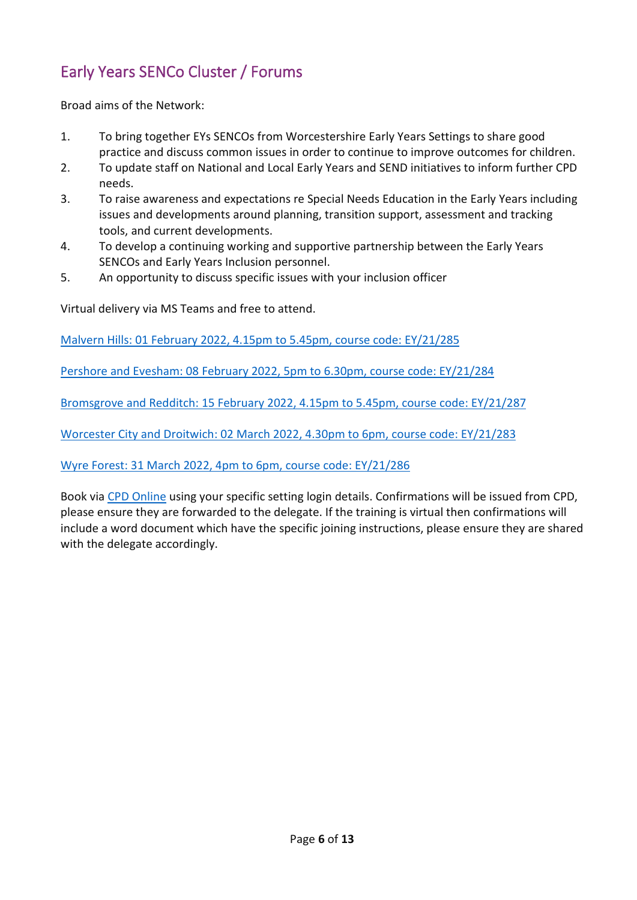## Early Years SENCo Cluster / Forums

Broad aims of the Network:

1. To bring together EYs SENCOs from Worcestershire Early Years Settings to share good practice and discuss common issues in order to continue to improve outcomes for children.
2. To update staff on National and Local Early Years and SEND initiatives to inform further CPD needs.
3. To raise awareness and expectations re Special Needs Education in the Early Years including issues and developments around planning, transition support, assessment and tracking tools, and current developments.
4. To develop a continuing working and supportive partnership between the Early Years SENCOs and Early Years Inclusion personnel.
5. An opportunity to discuss specific issues with your inclusion officer

Virtual delivery via MS Teams and free to attend.

Malvern Hills: 01 February 2022, 4.15pm to 5.45pm, course code: EY/21/285

Pershore and Evesham: 08 February 2022, 5pm to 6.30pm, course code: EY/21/284

Bromsgrove and Redditch: 15 February 2022, 4.15pm to 5.45pm, course code: EY/21/287

Worcester City and Droitwich: 02 March 2022, 4.30pm to 6pm, course code: EY/21/283

Wyre Forest: 31 March 2022, 4pm to 6pm, course code: EY/21/286

Book via CPD Online using your specific setting login details. Confirmations will be issued from CPD, please ensure they are forwarded to the delegate. If the training is virtual then confirmations will include a word document which have the specific joining instructions, please ensure they are shared with the delegate accordingly.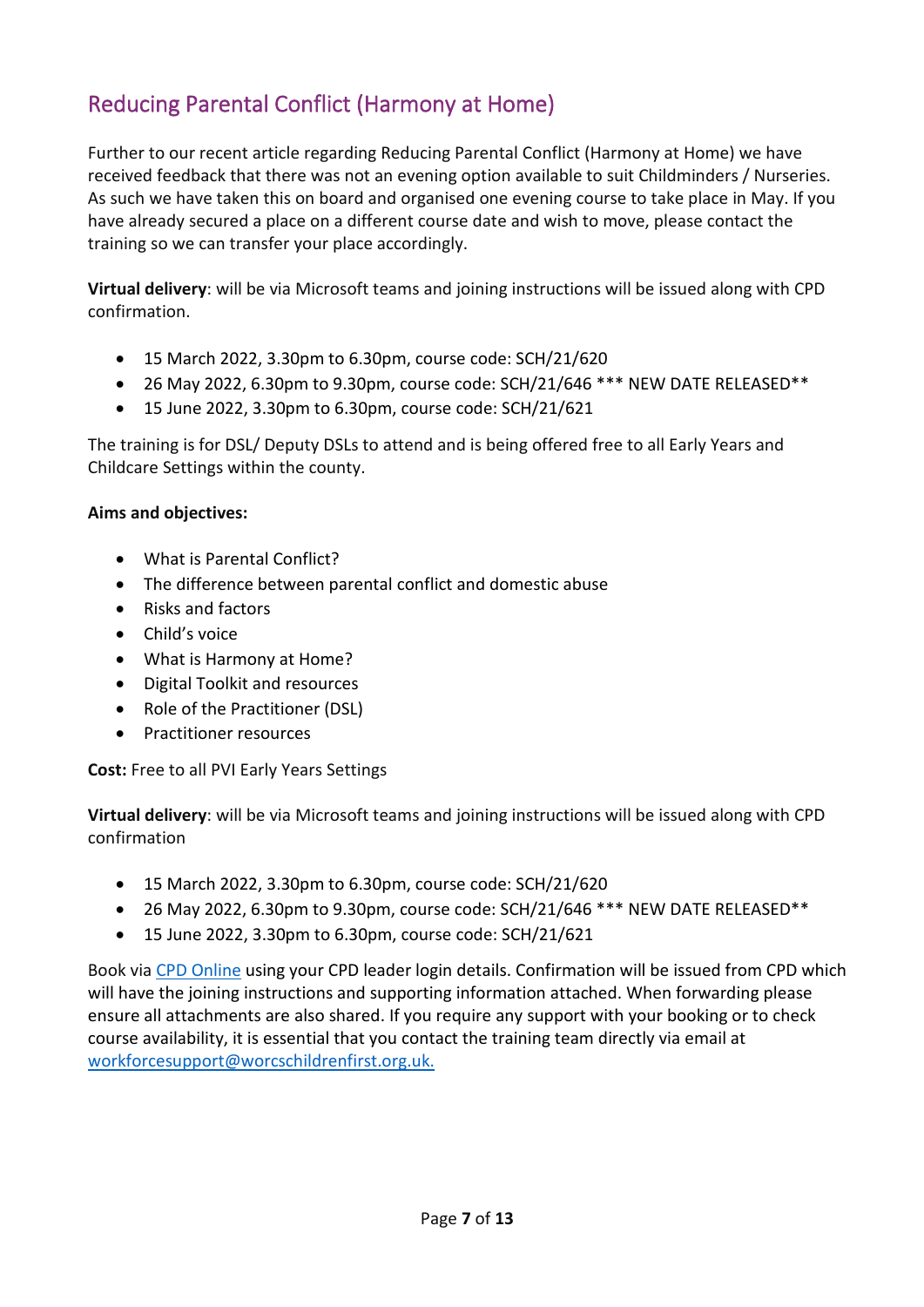## Reducing Parental Conflict (Harmony at Home)

Further to our recent article regarding Reducing Parental Conflict (Harmony at Home) we have received feedback that there was not an evening option available to suit Childminders / Nurseries. As such we have taken this on board and organised one evening course to take place in May. If you have already secured a place on a different course date and wish to move, please contact the training so we can transfer your place accordingly.

**Virtual delivery**: will be via Microsoft teams and joining instructions will be issued along with CPD confirmation.

- 15 March 2022, 3.30pm to 6.30pm, course code: SCH/21/620
- 26 May 2022, 6.30pm to 9.30pm, course code: SCH/21/646 *** NEW DATE RELEASED**
- 15 June 2022, 3.30pm to 6.30pm, course code: SCH/21/621

The training is for DSL/ Deputy DSLs to attend and is being offered free to all Early Years and Childcare Settings within the county.

**Aims and objectives:**

- What is Parental Conflict?
- The difference between parental conflict and domestic abuse
- Risks and factors
- Child's voice
- What is Harmony at Home?
- Digital Toolkit and resources
- Role of the Practitioner (DSL)
- Practitioner resources

**Cost:** Free to all PVI Early Years Settings

**Virtual delivery**: will be via Microsoft teams and joining instructions will be issued along with CPD confirmation

- 15 March 2022, 3.30pm to 6.30pm, course code: SCH/21/620
- 26 May 2022, 6.30pm to 9.30pm, course code: SCH/21/646 *** NEW DATE RELEASED**
- 15 June 2022, 3.30pm to 6.30pm, course code: SCH/21/621

Book via CPD Online using your CPD leader login details. Confirmation will be issued from CPD which will have the joining instructions and supporting information attached. When forwarding please ensure all attachments are also shared. If you require any support with your booking or to check course availability, it is essential that you contact the training team directly via email at workforcesupport@worcschildrenfirst.org.uk.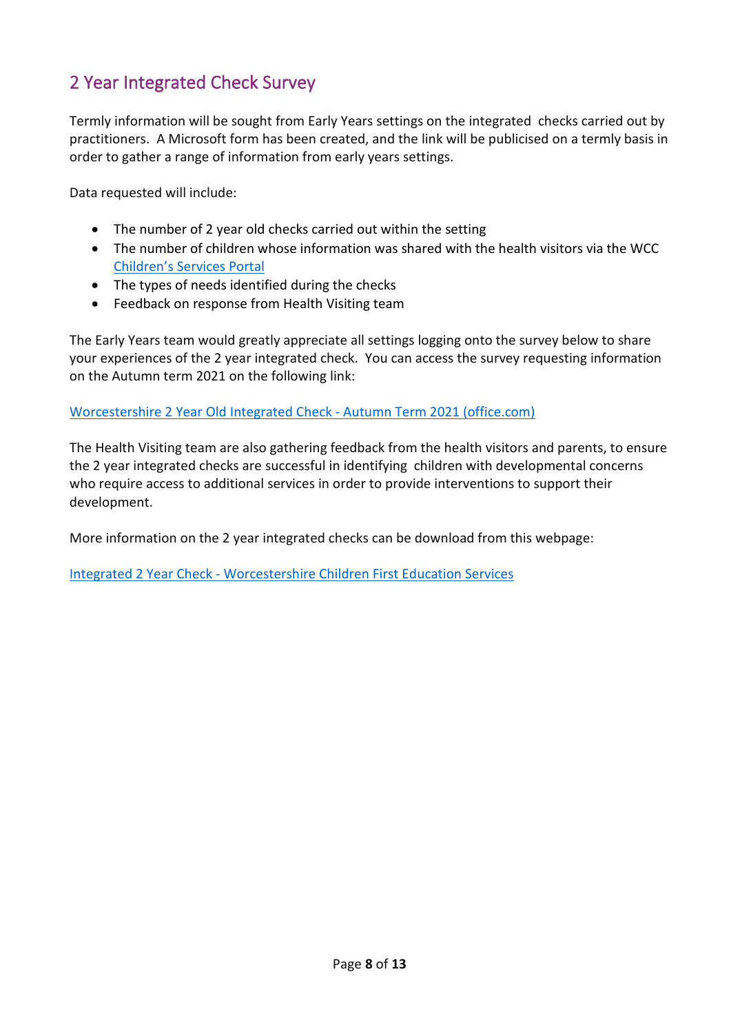## 2 Year Integrated Check Survey

Termly information will be sought from Early Years settings on the integrated  checks carried out by practitioners.  A Microsoft form has been created, and the link will be publicised on a termly basis in order to gather a range of information from early years settings.

Data requested will include:

- The number of 2 year old checks carried out within the setting
- The number of children whose information was shared with the health visitors via the WCC Children's Services Portal
- The types of needs identified during the checks
- Feedback on response from Health Visiting team

The Early Years team would greatly appreciate all settings logging onto the survey below to share your experiences of the 2 year integrated check.  You can access the survey requesting information on the Autumn term 2021 on the following link:

Worcestershire 2 Year Old Integrated Check - Autumn Term 2021 (office.com)

The Health Visiting team are also gathering feedback from the health visitors and parents, to ensure the 2 year integrated checks are successful in identifying  children with developmental concerns who require access to additional services in order to provide interventions to support their development.

More information on the 2 year integrated checks can be download from this webpage:

Integrated 2 Year Check - Worcestershire Children First Education Services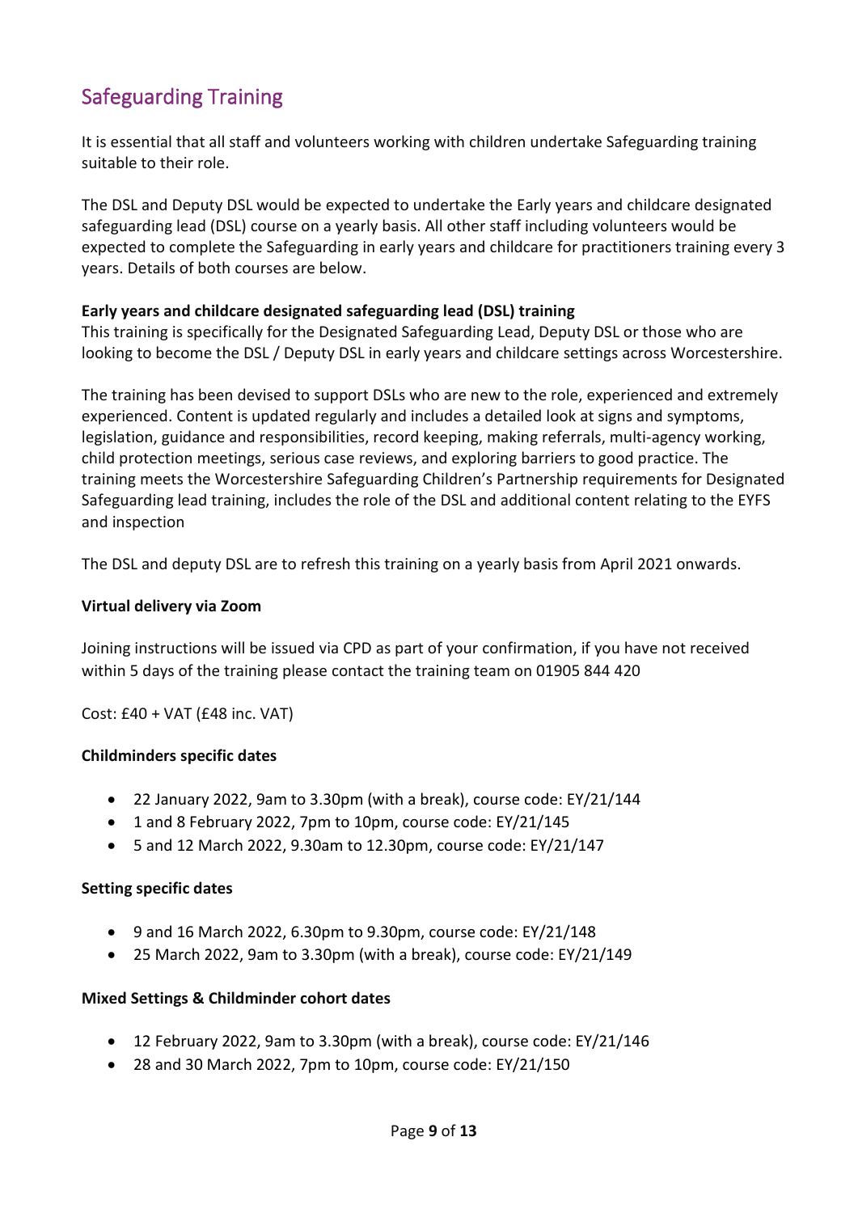## Safeguarding Training

It is essential that all staff and volunteers working with children undertake Safeguarding training suitable to their role.

The DSL and Deputy DSL would be expected to undertake the Early years and childcare designated safeguarding lead (DSL) course on a yearly basis. All other staff including volunteers would be expected to complete the Safeguarding in early years and childcare for practitioners training every 3 years. Details of both courses are below.

**Early years and childcare designated safeguarding lead (DSL) training**
This training is specifically for the Designated Safeguarding Lead, Deputy DSL or those who are looking to become the DSL / Deputy DSL in early years and childcare settings across Worcestershire.

The training has been devised to support DSLs who are new to the role, experienced and extremely experienced. Content is updated regularly and includes a detailed look at signs and symptoms, legislation, guidance and responsibilities, record keeping, making referrals, multi-agency working, child protection meetings, serious case reviews, and exploring barriers to good practice. The training meets the Worcestershire Safeguarding Children's Partnership requirements for Designated Safeguarding lead training, includes the role of the DSL and additional content relating to the EYFS and inspection

The DSL and deputy DSL are to refresh this training on a yearly basis from April 2021 onwards.

**Virtual delivery via Zoom**

Joining instructions will be issued via CPD as part of your confirmation, if you have not received within 5 days of the training please contact the training team on 01905 844 420

Cost: £40 + VAT (£48 inc. VAT)

**Childminders specific dates**

- 22 January 2022, 9am to 3.30pm (with a break), course code: EY/21/144
- 1 and 8 February 2022, 7pm to 10pm, course code: EY/21/145
- 5 and 12 March 2022, 9.30am to 12.30pm, course code: EY/21/147

**Setting specific dates**

- 9 and 16 March 2022, 6.30pm to 9.30pm, course code: EY/21/148
- 25 March 2022, 9am to 3.30pm (with a break), course code: EY/21/149

**Mixed Settings & Childminder cohort dates**

- 12 February 2022, 9am to 3.30pm (with a break), course code: EY/21/146
- 28 and 30 March 2022, 7pm to 10pm, course code: EY/21/150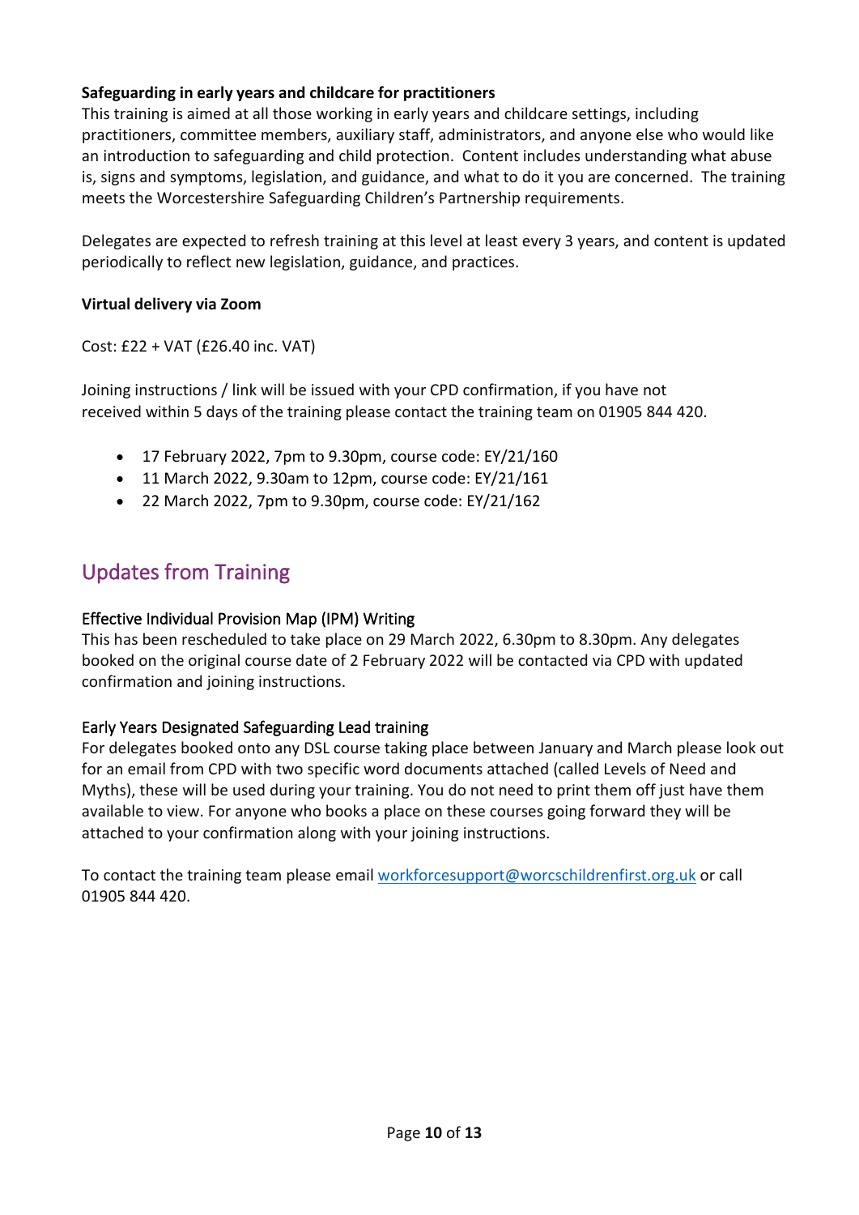**Safeguarding in early years and childcare for practitioners**

This training is aimed at all those working in early years and childcare settings, including practitioners, committee members, auxiliary staff, administrators, and anyone else who would like an introduction to safeguarding and child protection. Content includes understanding what abuse is, signs and symptoms, legislation, and guidance, and what to do it you are concerned. The training meets the Worcestershire Safeguarding Children's Partnership requirements.

Delegates are expected to refresh training at this level at least every 3 years, and content is updated periodically to reflect new legislation, guidance, and practices.

**Virtual delivery via Zoom**

Cost: £22 + VAT (£26.40 inc. VAT)

Joining instructions / link will be issued with your CPD confirmation, if you have not received within 5 days of the training please contact the training team on 01905 844 420.

- 17 February 2022, 7pm to 9.30pm, course code: EY/21/160
- 11 March 2022, 9.30am to 12pm, course code: EY/21/161
- 22 March 2022, 7pm to 9.30pm, course code: EY/21/162

## Updates from Training

### Effective Individual Provision Map (IPM) Writing

This has been rescheduled to take place on 29 March 2022, 6.30pm to 8.30pm. Any delegates booked on the original course date of 2 February 2022 will be contacted via CPD with updated confirmation and joining instructions.

### Early Years Designated Safeguarding Lead training

For delegates booked onto any DSL course taking place between January and March please look out for an email from CPD with two specific word documents attached (called Levels of Need and Myths), these will be used during your training. You do not need to print them off just have them available to view. For anyone who books a place on these courses going forward they will be attached to your confirmation along with your joining instructions.

To contact the training team please email workforcesupport@worcschildrenfirst.org.uk or call 01905 844 420.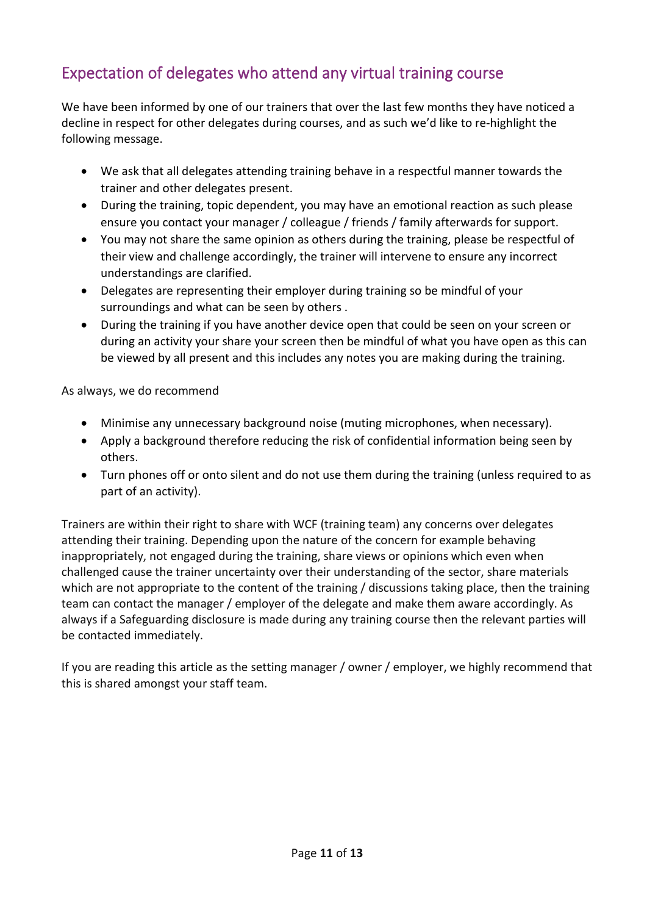## Expectation of delegates who attend any virtual training course

We have been informed by one of our trainers that over the last few months they have noticed a decline in respect for other delegates during courses, and as such we'd like to re-highlight the following message.

- We ask that all delegates attending training behave in a respectful manner towards the trainer and other delegates present.
- During the training, topic dependent, you may have an emotional reaction as such please ensure you contact your manager / colleague / friends / family afterwards for support.
- You may not share the same opinion as others during the training, please be respectful of their view and challenge accordingly, the trainer will intervene to ensure any incorrect understandings are clarified.
- Delegates are representing their employer during training so be mindful of your surroundings and what can be seen by others .
- During the training if you have another device open that could be seen on your screen or during an activity your share your screen then be mindful of what you have open as this can be viewed by all present and this includes any notes you are making during the training.

As always, we do recommend

- Minimise any unnecessary background noise (muting microphones, when necessary).
- Apply a background therefore reducing the risk of confidential information being seen by others.
- Turn phones off or onto silent and do not use them during the training (unless required to as part of an activity).

Trainers are within their right to share with WCF (training team) any concerns over delegates attending their training. Depending upon the nature of the concern for example behaving inappropriately, not engaged during the training, share views or opinions which even when challenged cause the trainer uncertainty over their understanding of the sector, share materials which are not appropriate to the content of the training / discussions taking place, then the training team can contact the manager / employer of the delegate and make them aware accordingly. As always if a Safeguarding disclosure is made during any training course then the relevant parties will be contacted immediately.

If you are reading this article as the setting manager / owner / employer, we highly recommend that this is shared amongst your staff team.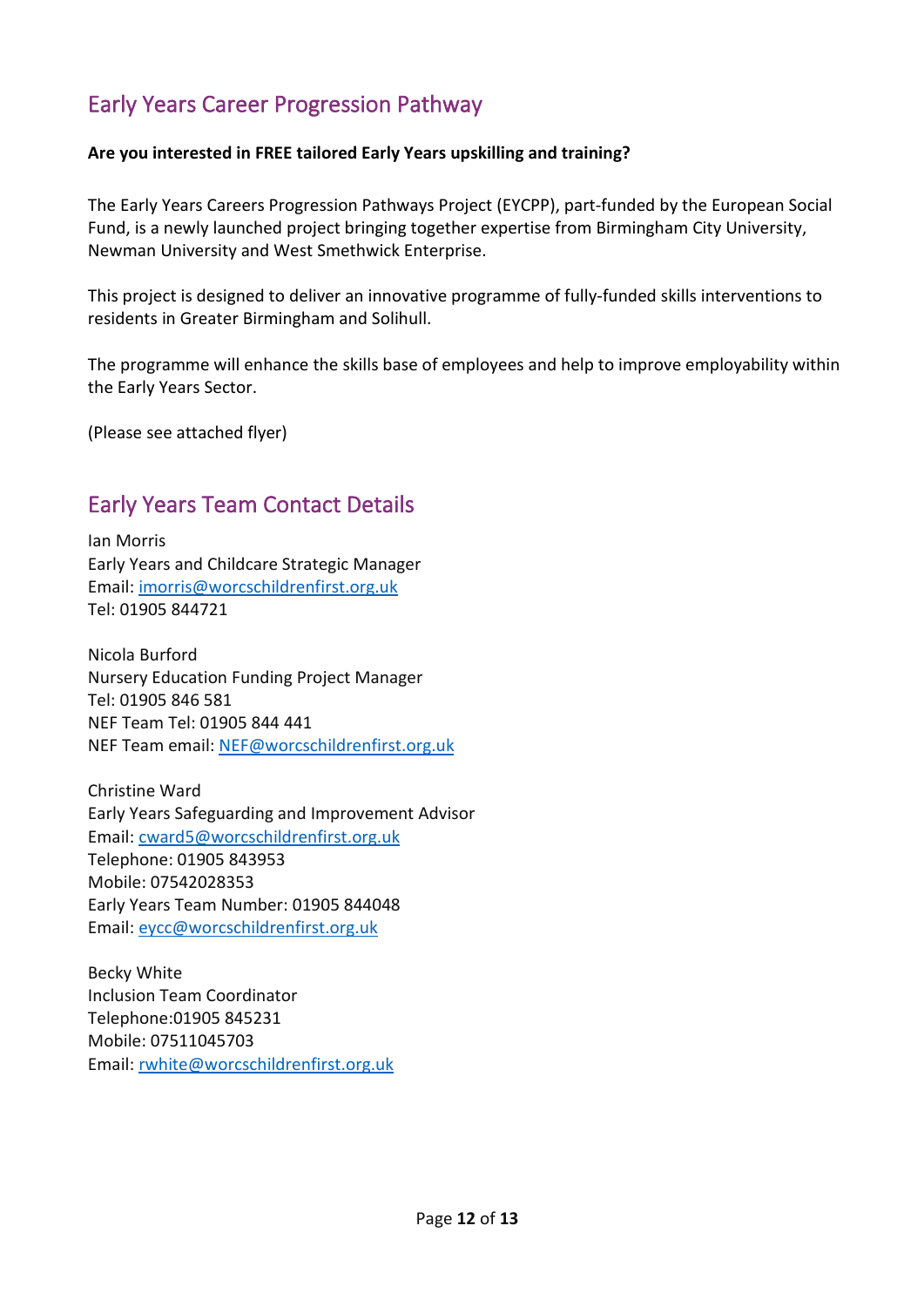## Early Years Career Progression Pathway

**Are you interested in FREE tailored Early Years upskilling and training?**

The Early Years Careers Progression Pathways Project (EYCPP), part-funded by the European Social Fund, is a newly launched project bringing together expertise from Birmingham City University, Newman University and West Smethwick Enterprise.

This project is designed to deliver an innovative programme of fully-funded skills interventions to residents in Greater Birmingham and Solihull.

The programme will enhance the skills base of employees and help to improve employability within the Early Years Sector.

(Please see attached flyer)

## Early Years Team Contact Details

Ian Morris
Early Years and Childcare Strategic Manager
Email: imorris@worcschildrenfirst.org.uk
Tel: 01905 844721

Nicola Burford
Nursery Education Funding Project Manager
Tel: 01905 846 581
NEF Team Tel: 01905 844 441
NEF Team email: NEF@worcschildrenfirst.org.uk

Christine Ward
Early Years Safeguarding and Improvement Advisor
Email: cward5@worcschildrenfirst.org.uk
Telephone: 01905 843953
Mobile: 07542028353
Early Years Team Number: 01905 844048
Email: eycc@worcschildrenfirst.org.uk

Becky White
Inclusion Team Coordinator
Telephone:01905 845231
Mobile: 07511045703
Email: rwhite@worcschildrenfirst.org.uk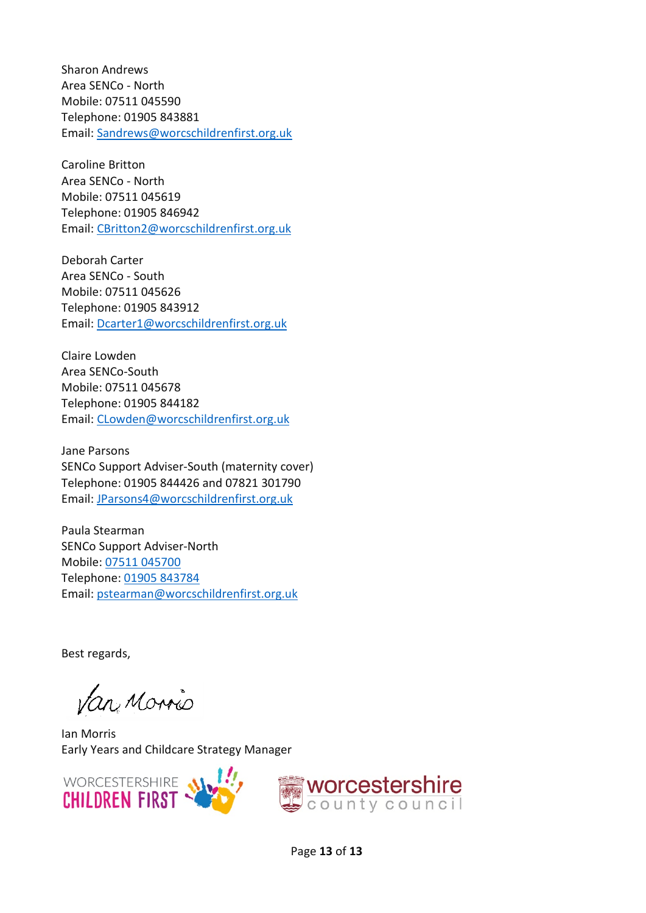Sharon Andrews
Area SENCo - North
Mobile: 07511 045590
Telephone: 01905 843881
Email: Sandrews@worcschildrenfirst.org.uk

Caroline Britton
Area SENCo - North
Mobile: 07511 045619
Telephone: 01905 846942
Email: CBritton2@worcschildrenfirst.org.uk

Deborah Carter
Area SENCo - South
Mobile: 07511 045626
Telephone: 01905 843912
Email: Dcarter1@worcschildrenfirst.org.uk

Claire Lowden
Area SENCo-South
Mobile: 07511 045678
Telephone: 01905 844182
Email: CLowden@worcschildrenfirst.org.uk

Jane Parsons
SENCo Support Adviser-South (maternity cover)
Telephone: 01905 844426 and 07821 301790
Email: JParsons4@worcschildrenfirst.org.uk

Paula Stearman
SENCo Support Adviser-North
Mobile: 07511 045700
Telephone: 01905 843784
Email: pstearman@worcschildrenfirst.org.uk

Best regards,

Ian Morris
Early Years and Childcare Strategy Manager

WORCESTERSHIRE CHILDREN FIRST

worcestershire county council